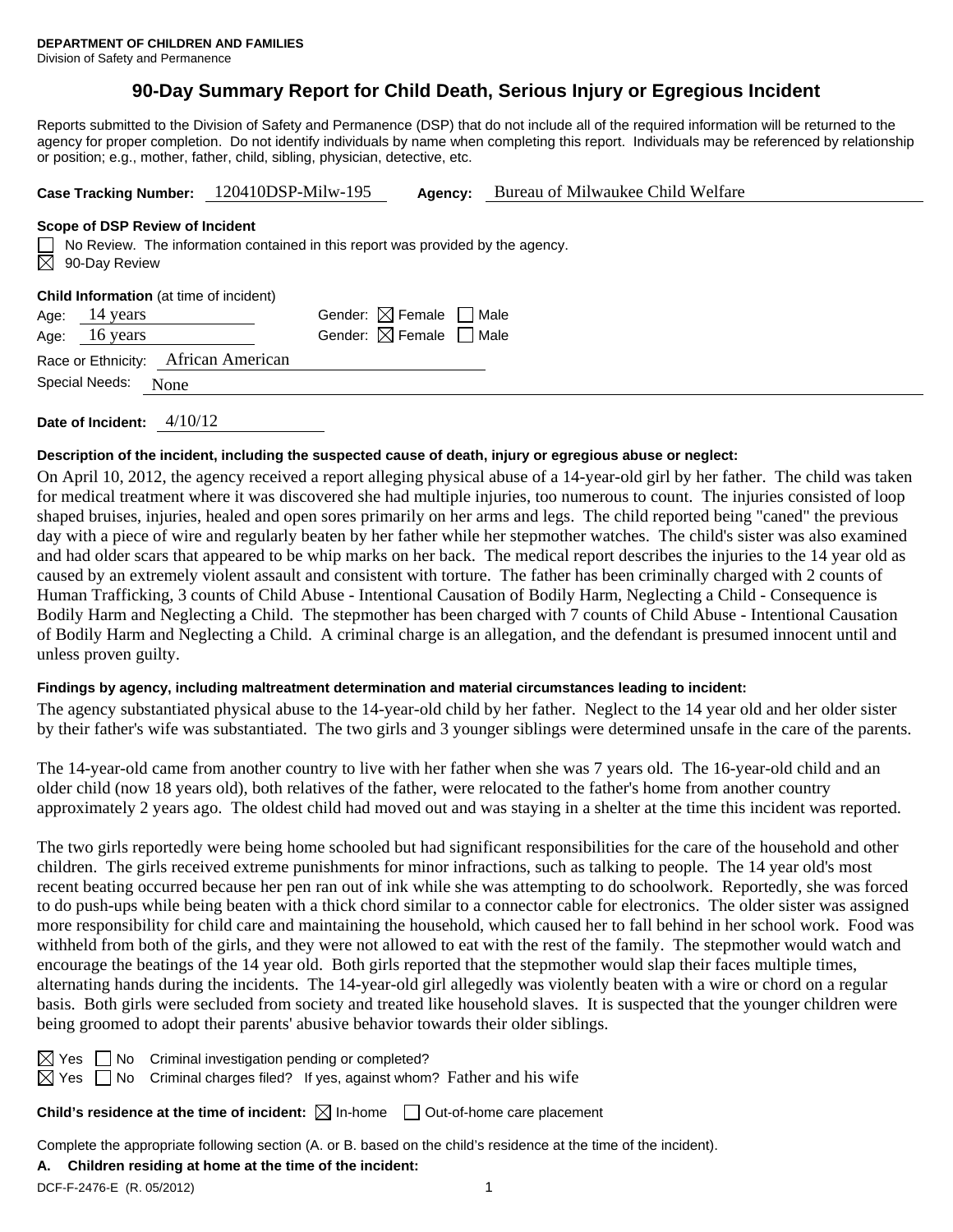**DEPARTMENT OF CHILDREN AND FAMILIES**
Division of Safety and Permanence

# 90-Day Summary Report for Child Death, Serious Injury or Egregious Incident

Reports submitted to the Division of Safety and Permanence (DSP) that do not include all of the required information will be returned to the agency for proper completion. Do not identify individuals by name when completing this report. Individuals may be referenced by relationship or position; e.g., mother, father, child, sibling, physician, detective, etc.

**Case Tracking Number:** 120410DSP-Milw-195 **Agency:** Bureau of Milwaukee Child Welfare

**Scope of DSP Review of Incident**

☐ No Review. The information contained in this report was provided by the agency.
☒ 90-Day Review

**Child Information** (at time of incident)

Age: 14 years Gender: ☒ Female ☐ Male
Age: 16 years Gender: ☒ Female ☐ Male

Race or Ethnicity: African American

Special Needs: None

**Date of Incident:** 4/10/12

**Description of the incident, including the suspected cause of death, injury or egregious abuse or neglect:**

On April 10, 2012, the agency received a report alleging physical abuse of a 14-year-old girl by her father. The child was taken for medical treatment where it was discovered she had multiple injuries, too numerous to count. The injuries consisted of loop shaped bruises, injuries, healed and open sores primarily on her arms and legs. The child reported being "caned" the previous day with a piece of wire and regularly beaten by her father while her stepmother watches. The child's sister was also examined and had older scars that appeared to be whip marks on her back. The medical report describes the injuries to the 14 year old as caused by an extremely violent assault and consistent with torture. The father has been criminally charged with 2 counts of Human Trafficking, 3 counts of Child Abuse - Intentional Causation of Bodily Harm, Neglecting a Child - Consequence is Bodily Harm and Neglecting a Child. The stepmother has been charged with 7 counts of Child Abuse - Intentional Causation of Bodily Harm and Neglecting a Child. A criminal charge is an allegation, and the defendant is presumed innocent until and unless proven guilty.

**Findings by agency, including maltreatment determination and material circumstances leading to incident:**

The agency substantiated physical abuse to the 14-year-old child by her father. Neglect to the 14 year old and her older sister by their father's wife was substantiated. The two girls and 3 younger siblings were determined unsafe in the care of the parents.

The 14-year-old came from another country to live with her father when she was 7 years old. The 16-year-old child and an older child (now 18 years old), both relatives of the father, were relocated to the father's home from another country approximately 2 years ago. The oldest child had moved out and was staying in a shelter at the time this incident was reported.

The two girls reportedly were being home schooled but had significant responsibilities for the care of the household and other children. The girls received extreme punishments for minor infractions, such as talking to people. The 14 year old's most recent beating occurred because her pen ran out of ink while she was attempting to do schoolwork. Reportedly, she was forced to do push-ups while being beaten with a thick chord similar to a connector cable for electronics. The older sister was assigned more responsibility for child care and maintaining the household, which caused her to fall behind in her school work. Food was withheld from both of the girls, and they were not allowed to eat with the rest of the family. The stepmother would watch and encourage the beatings of the 14 year old. Both girls reported that the stepmother would slap their faces multiple times, alternating hands during the incidents. The 14-year-old girl allegedly was violently beaten with a wire or chord on a regular basis. Both girls were secluded from society and treated like household slaves. It is suspected that the younger children were being groomed to adopt their parents' abusive behavior towards their older siblings.

☒ Yes ☐ No Criminal investigation pending or completed?
☒ Yes ☐ No Criminal charges filed? If yes, against whom? Father and his wife

**Child's residence at the time of incident:** ☒ In-home ☐ Out-of-home care placement

Complete the appropriate following section (A. or B. based on the child's residence at the time of the incident).

**A. Children residing at home at the time of the incident:**

DCF-F-2476-E (R. 05/2012)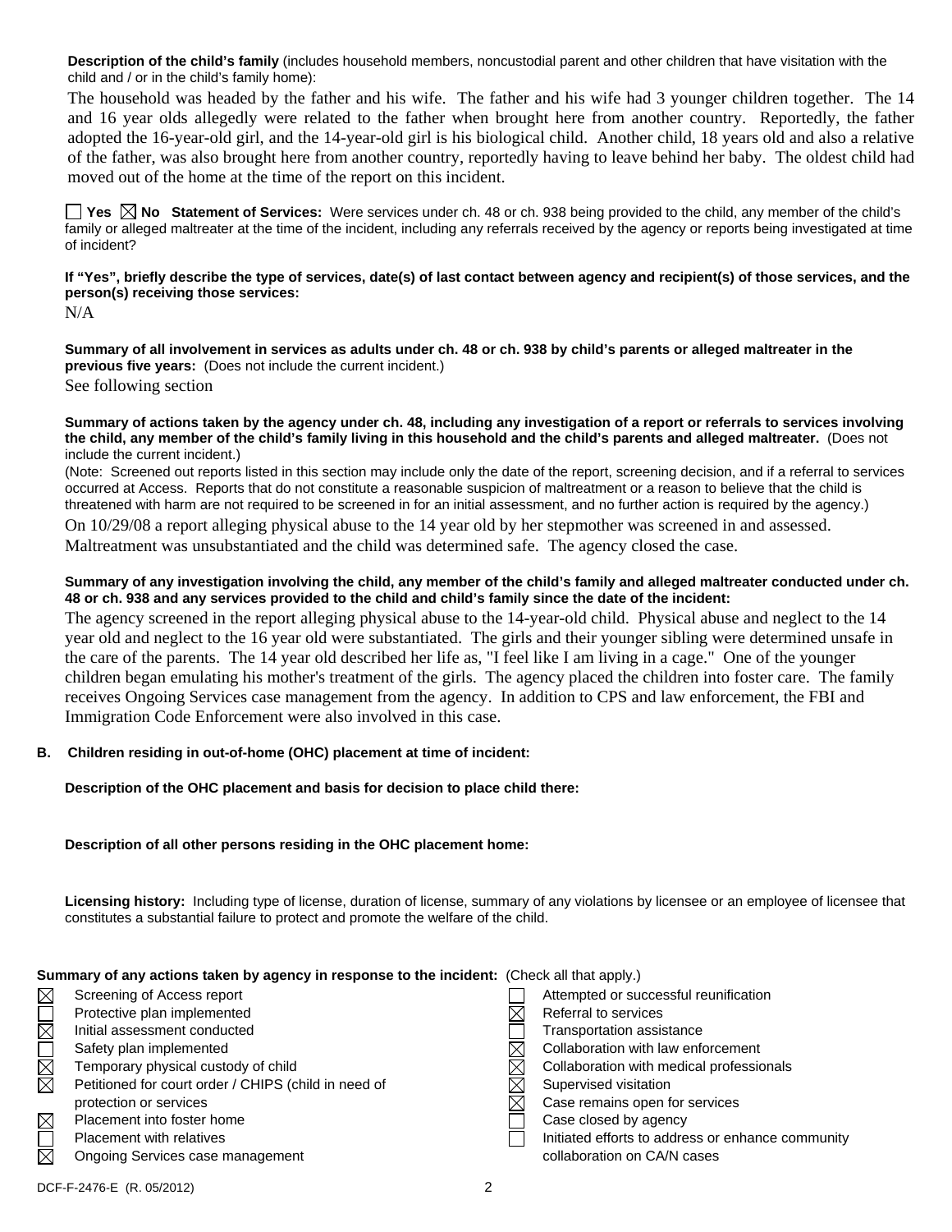**Description of the child's family** (includes household members, noncustodial parent and other children that have visitation with the child and / or in the child's family home):

The household was headed by the father and his wife. The father and his wife had 3 younger children together. The 14 and 16 year olds allegedly were related to the father when brought here from another country. Reportedly, the father adopted the 16-year-old girl, and the 14-year-old girl is his biological child. Another child, 18 years old and also a relative of the father, was also brought here from another country, reportedly having to leave behind her baby. The oldest child had moved out of the home at the time of the report on this incident.

☐ Yes ☒ No **Statement of Services:** Were services under ch. 48 or ch. 938 being provided to the child, any member of the child's family or alleged maltreater at the time of the incident, including any referrals received by the agency or reports being investigated at time of incident?

**If "Yes", briefly describe the type of services, date(s) of last contact between agency and recipient(s) of those services, and the person(s) receiving those services:**

N/A

**Summary of all involvement in services as adults under ch. 48 or ch. 938 by child's parents or alleged maltreater in the previous five years:** (Does not include the current incident.)

See following section

**Summary of actions taken by the agency under ch. 48, including any investigation of a report or referrals to services involving the child, any member of the child's family living in this household and the child's parents and alleged maltreater.** (Does not include the current incident.)

(Note: Screened out reports listed in this section may include only the date of the report, screening decision, and if a referral to services occurred at Access. Reports that do not constitute a reasonable suspicion of maltreatment or a reason to believe that the child is threatened with harm are not required to be screened in for an initial assessment, and no further action is required by the agency.)

On 10/29/08 a report alleging physical abuse to the 14 year old by her stepmother was screened in and assessed. Maltreatment was unsubstantiated and the child was determined safe. The agency closed the case.

**Summary of any investigation involving the child, any member of the child's family and alleged maltreater conducted under ch. 48 or ch. 938 and any services provided to the child and child's family since the date of the incident:**

The agency screened in the report alleging physical abuse to the 14-year-old child. Physical abuse and neglect to the 14 year old and neglect to the 16 year old were substantiated. The girls and their younger sibling were determined unsafe in the care of the parents. The 14 year old described her life as, "I feel like I am living in a cage." One of the younger children began emulating his mother's treatment of the girls. The agency placed the children into foster care. The family receives Ongoing Services case management from the agency. In addition to CPS and law enforcement, the FBI and Immigration Code Enforcement were also involved in this case.

**B. Children residing in out-of-home (OHC) placement at time of incident:**

**Description of the OHC placement and basis for decision to place child there:**

**Description of all other persons residing in the OHC placement home:**

**Licensing history:** Including type of license, duration of license, summary of any violations by licensee or an employee of licensee that constitutes a substantial failure to protect and promote the welfare of the child.

**Summary of any actions taken by agency in response to the incident:** (Check all that apply.)

- ☒ Screening of Access report
- ☐ Protective plan implemented
- ☒ Initial assessment conducted
- ☐ Safety plan implemented
- ☒ Temporary physical custody of child
- ☒ Petitioned for court order / CHIPS (child in need of protection or services
- ☒ Placement into foster home
- ☐ Placement with relatives
- ☒ Ongoing Services case management
- ☐ Attempted or successful reunification
- ☒ Referral to services
- ☐ Transportation assistance
- ☒ Collaboration with law enforcement
- ☒ Collaboration with medical professionals
- ☒ Supervised visitation
- ☒ Case remains open for services
- ☐ Case closed by agency
- ☐ Initiated efforts to address or enhance community collaboration on CA/N cases

DCF-F-2476-E (R. 05/2012)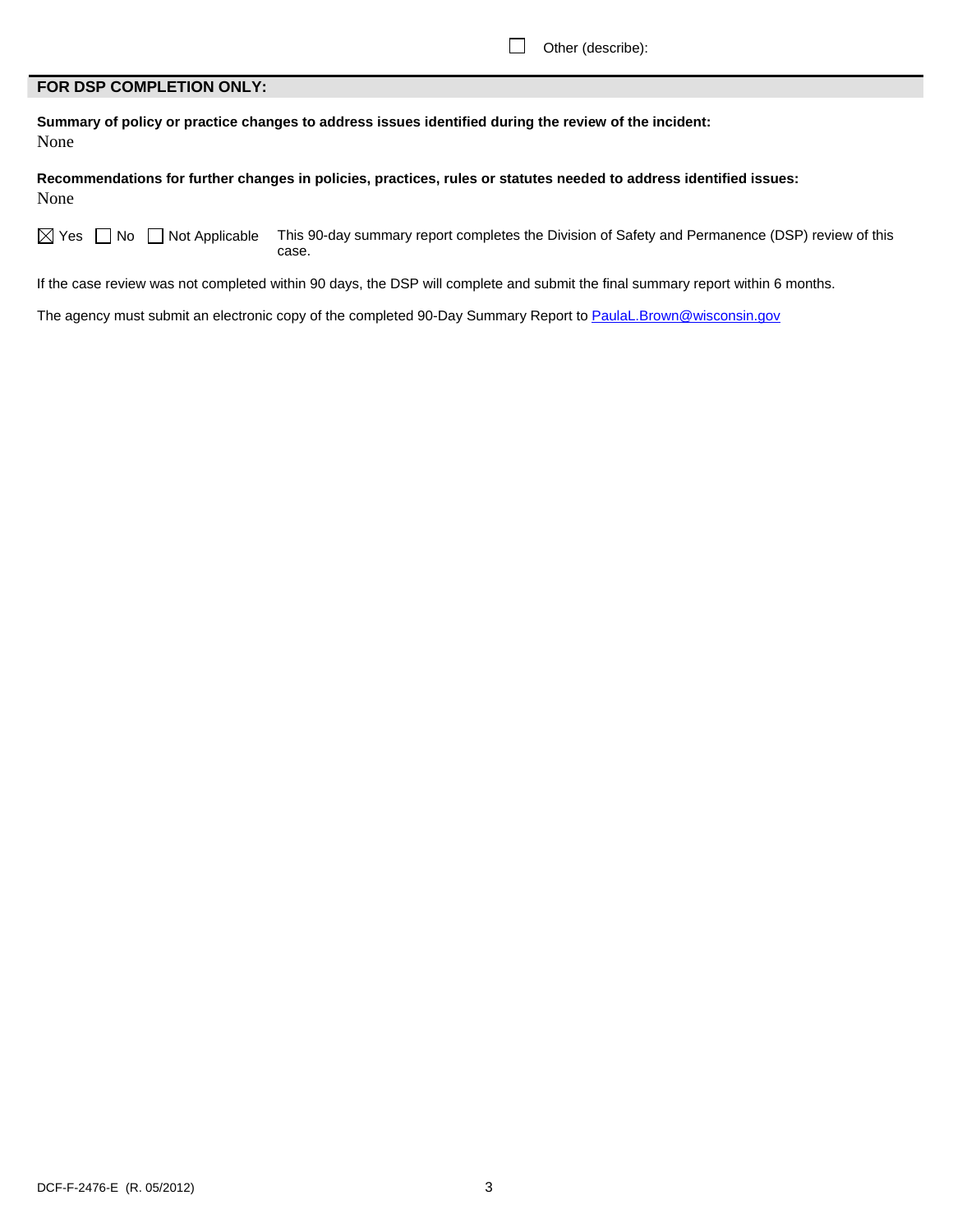☐ Other (describe):

## FOR DSP COMPLETION ONLY:

**Summary of policy or practice changes to address issues identified during the review of the incident:**

None

**Recommendations for further changes in policies, practices, rules or statutes needed to address identified issues:**

None

☒ Yes ☐ No ☐ Not Applicable This 90-day summary report completes the Division of Safety and Permanence (DSP) review of this case.

If the case review was not completed within 90 days, the DSP will complete and submit the final summary report within 6 months.

The agency must submit an electronic copy of the completed 90-Day Summary Report to PaulaL.Brown@wisconsin.gov

DCF-F-2476-E (R. 05/2012)